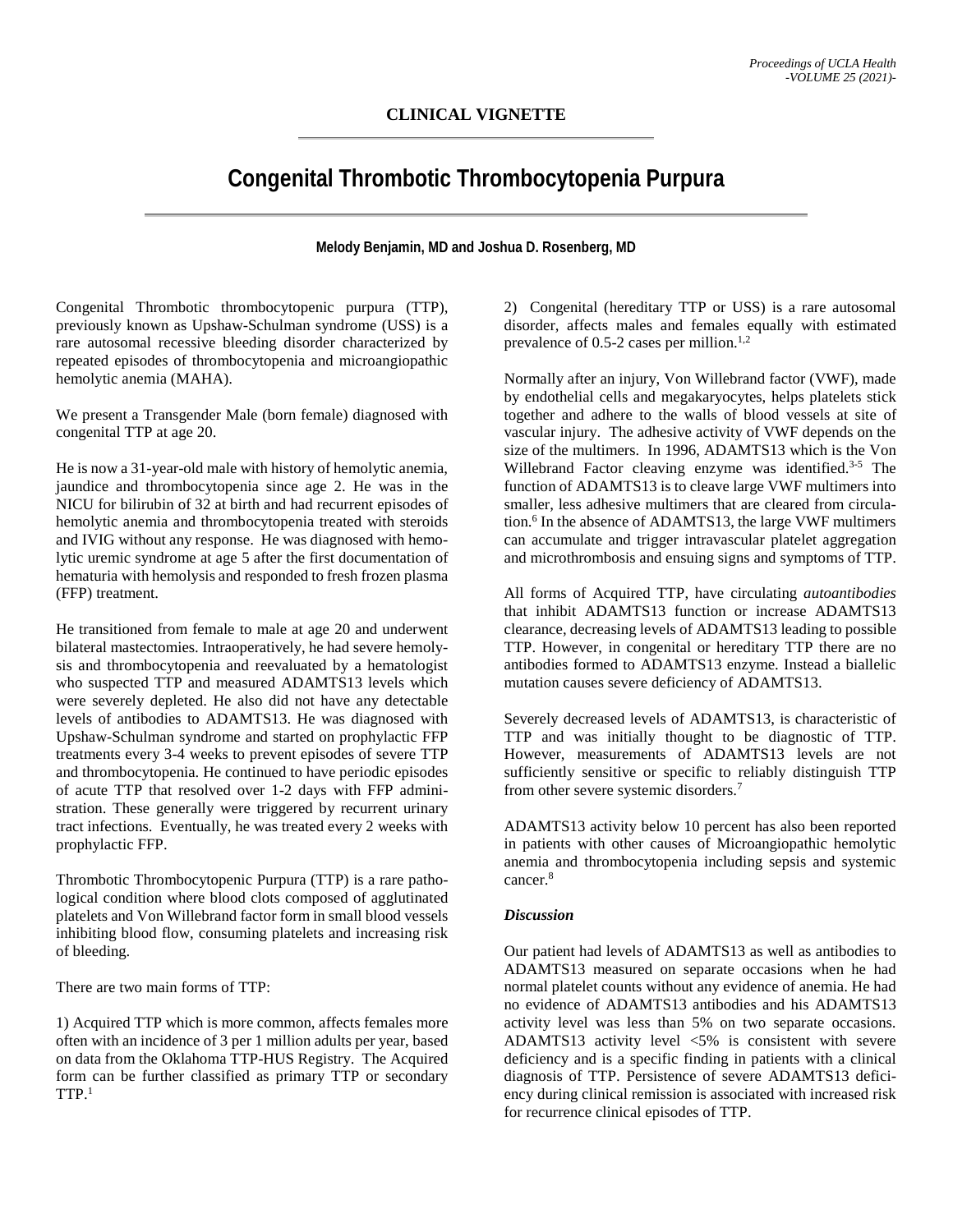**CLINICAL VIGNETTE**

# Congenital Thrombotic Thrombocytopenia Purpura

**Melody Benjamin, MD and Joshua D. Rosenberg, MD**

Congenital Thrombotic thrombocytopenic purpura (TTP), previously known as Upshaw-Schulman syndrome (USS) is a rare autosomal recessive bleeding disorder characterized by repeated episodes of thrombocytopenia and microangiopathic hemolytic anemia (MAHA).

We present a Transgender Male (born female) diagnosed with congenital TTP at age 20.

He is now a 31-year-old male with history of hemolytic anemia, jaundice and thrombocytopenia since age 2. He was in the NICU for bilirubin of 32 at birth and had recurrent episodes of hemolytic anemia and thrombocytopenia treated with steroids and IVIG without any response. He was diagnosed with hemolytic uremic syndrome at age 5 after the first documentation of hematuria with hemolysis and responded to fresh frozen plasma (FFP) treatment.

He transitioned from female to male at age 20 and underwent bilateral mastectomies. Intraoperatively, he had severe hemolysis and thrombocytopenia and reevaluated by a hematologist who suspected TTP and measured ADAMTS13 levels which were severely depleted. He also did not have any detectable levels of antibodies to ADAMTS13. He was diagnosed with Upshaw-Schulman syndrome and started on prophylactic FFP treatments every 3-4 weeks to prevent episodes of severe TTP and thrombocytopenia. He continued to have periodic episodes of acute TTP that resolved over 1-2 days with FFP administration. These generally were triggered by recurrent urinary tract infections. Eventually, he was treated every 2 weeks with prophylactic FFP.

Thrombotic Thrombocytopenic Purpura (TTP) is a rare pathological condition where blood clots composed of agglutinated platelets and Von Willebrand factor form in small blood vessels inhibiting blood flow, consuming platelets and increasing risk of bleeding.

There are two main forms of TTP:

1) Acquired TTP which is more common, affects females more often with an incidence of 3 per 1 million adults per year, based on data from the Oklahoma TTP-HUS Registry. The Acquired form can be further classified as primary TTP or secondary TTP.[1]

2) Congenital (hereditary TTP or USS) is a rare autosomal disorder, affects males and females equally with estimated prevalence of 0.5-2 cases per million.[1,2]

Normally after an injury, Von Willebrand factor (VWF), made by endothelial cells and megakaryocytes, helps platelets stick together and adhere to the walls of blood vessels at site of vascular injury. The adhesive activity of VWF depends on the size of the multimers. In 1996, ADAMTS13 which is the Von Willebrand Factor cleaving enzyme was identified.[3-5] The function of ADAMTS13 is to cleave large VWF multimers into smaller, less adhesive multimers that are cleared from circulation.[6] In the absence of ADAMTS13, the large VWF multimers can accumulate and trigger intravascular platelet aggregation and microthrombosis and ensuing signs and symptoms of TTP.

All forms of Acquired TTP, have circulating *autoantibodies* that inhibit ADAMTS13 function or increase ADAMTS13 clearance, decreasing levels of ADAMTS13 leading to possible TTP. However, in congenital or hereditary TTP there are no antibodies formed to ADAMTS13 enzyme. Instead a biallelic mutation causes severe deficiency of ADAMTS13.

Severely decreased levels of ADAMTS13, is characteristic of TTP and was initially thought to be diagnostic of TTP. However, measurements of ADAMTS13 levels are not sufficiently sensitive or specific to reliably distinguish TTP from other severe systemic disorders.[7]

ADAMTS13 activity below 10 percent has also been reported in patients with other causes of Microangiopathic hemolytic anemia and thrombocytopenia including sepsis and systemic cancer.[8]

### *Discussion*

Our patient had levels of ADAMTS13 as well as antibodies to ADAMTS13 measured on separate occasions when he had normal platelet counts without any evidence of anemia. He had no evidence of ADAMTS13 antibodies and his ADAMTS13 activity level was less than 5% on two separate occasions. ADAMTS13 activity level <5% is consistent with severe deficiency and is a specific finding in patients with a clinical diagnosis of TTP. Persistence of severe ADAMTS13 deficiency during clinical remission is associated with increased risk for recurrence clinical episodes of TTP.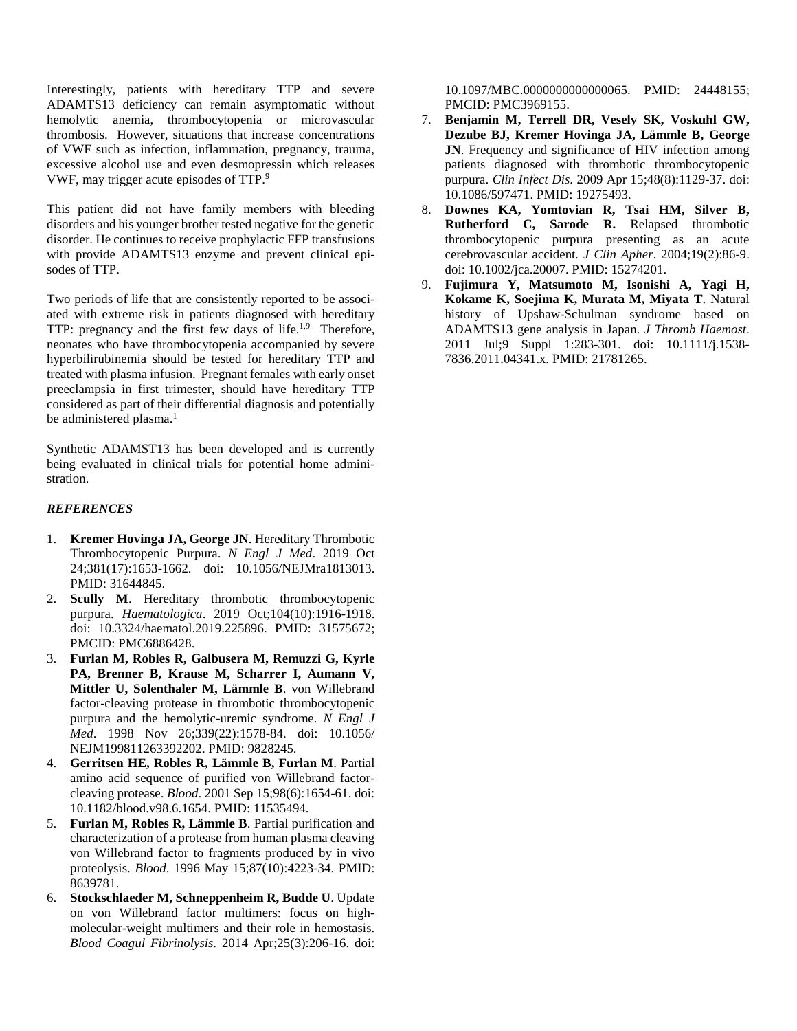Interestingly, patients with hereditary TTP and severe ADAMTS13 deficiency can remain asymptomatic without hemolytic anemia, thrombocytopenia or microvascular thrombosis. However, situations that increase concentrations of VWF such as infection, inflammation, pregnancy, trauma, excessive alcohol use and even desmopressin which releases VWF, may trigger acute episodes of TTP.[9]

This patient did not have family members with bleeding disorders and his younger brother tested negative for the genetic disorder. He continues to receive prophylactic FFP transfusions with provide ADAMTS13 enzyme and prevent clinical episodes of TTP.

Two periods of life that are consistently reported to be associated with extreme risk in patients diagnosed with hereditary TTP: pregnancy and the first few days of life.[1,9] Therefore, neonates who have thrombocytopenia accompanied by severe hyperbilirubinemia should be tested for hereditary TTP and treated with plasma infusion. Pregnant females with early onset preeclampsia in first trimester, should have hereditary TTP considered as part of their differential diagnosis and potentially be administered plasma.[1]

Synthetic ADAMST13 has been developed and is currently being evaluated in clinical trials for potential home administration.

### *REFERENCES*

1. **Kremer Hovinga JA, George JN**. Hereditary Thrombotic Thrombocytopenic Purpura. *N Engl J Med*. 2019 Oct 24;381(17):1653-1662. doi: 10.1056/NEJMra1813013. PMID: 31644845.
2. **Scully M**. Hereditary thrombotic thrombocytopenic purpura. *Haematologica*. 2019 Oct;104(10):1916-1918. doi: 10.3324/haematol.2019.225896. PMID: 31575672; PMCID: PMC6886428.
3. **Furlan M, Robles R, Galbusera M, Remuzzi G, Kyrle PA, Brenner B, Krause M, Scharrer I, Aumann V, Mittler U, Solenthaler M, Lämmle B**. von Willebrand factor-cleaving protease in thrombotic thrombocytopenic purpura and the hemolytic-uremic syndrome. *N Engl J Med*. 1998 Nov 26;339(22):1578-84. doi: 10.1056/ NEJM199811263392202. PMID: 9828245.
4. **Gerritsen HE, Robles R, Lämmle B, Furlan M**. Partial amino acid sequence of purified von Willebrand factor-cleaving protease. *Blood*. 2001 Sep 15;98(6):1654-61. doi: 10.1182/blood.v98.6.1654. PMID: 11535494.
5. **Furlan M, Robles R, Lämmle B**. Partial purification and characterization of a protease from human plasma cleaving von Willebrand factor to fragments produced by in vivo proteolysis. *Blood*. 1996 May 15;87(10):4223-34. PMID: 8639781.
6. **Stockschlaeder M, Schneppenheim R, Budde U**. Update on von Willebrand factor multimers: focus on high-molecular-weight multimers and their role in hemostasis. *Blood Coagul Fibrinolysis*. 2014 Apr;25(3):206-16. doi: 10.1097/MBC.0000000000000065. PMID: 24448155; PMCID: PMC3969155.
7. **Benjamin M, Terrell DR, Vesely SK, Voskuhl GW, Dezube BJ, Kremer Hovinga JA, Lämmle B, George JN**. Frequency and significance of HIV infection among patients diagnosed with thrombotic thrombocytopenic purpura. *Clin Infect Dis*. 2009 Apr 15;48(8):1129-37. doi: 10.1086/597471. PMID: 19275493.
8. **Downes KA, Yomtovian R, Tsai HM, Silver B, Rutherford C, Sarode R.** Relapsed thrombotic thrombocytopenic purpura presenting as an acute cerebrovascular accident. *J Clin Apher*. 2004;19(2):86-9. doi: 10.1002/jca.20007. PMID: 15274201.
9. **Fujimura Y, Matsumoto M, Isonishi A, Yagi H, Kokame K, Soejima K, Murata M, Miyata T**. Natural history of Upshaw-Schulman syndrome based on ADAMTS13 gene analysis in Japan. *J Thromb Haemost*. 2011 Jul;9 Suppl 1:283-301. doi: 10.1111/j.1538-7836.2011.04341.x. PMID: 21781265.